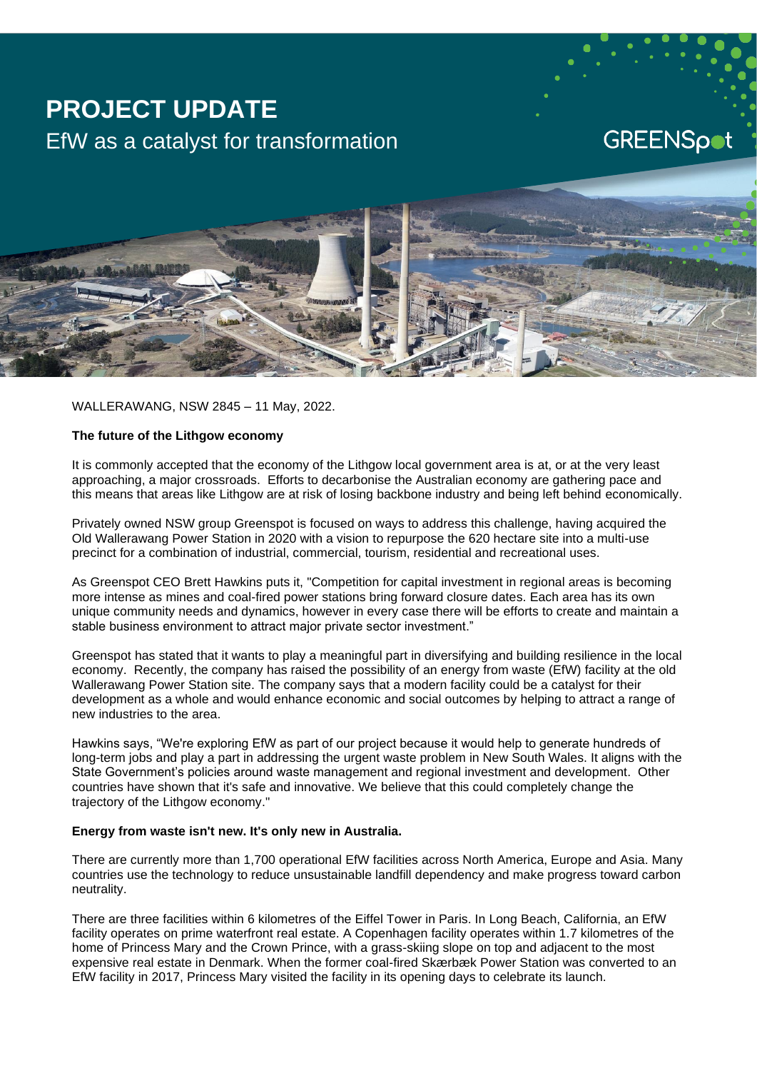# PROJECT UPDATE

## EfW as a catalyst for transformation

GREENSpot

WALLERAWANG, NSW 2845 – 11 May, 2022.

**The future of the Lithgow economy**

It is commonly accepted that the economy of the Lithgow local government area is at, or at the very least approaching, a major crossroads. Efforts to decarbonise the Australian economy are gathering pace and this means that areas like Lithgow are at risk of losing backbone industry and being left behind economically.

Privately owned NSW group Greenspot is focused on ways to address this challenge, having acquired the Old Wallerawang Power Station in 2020 with a vision to repurpose the 620 hectare site into a multi-use precinct for a combination of industrial, commercial, tourism, residential and recreational uses.

As Greenspot CEO Brett Hawkins puts it, "Competition for capital investment in regional areas is becoming more intense as mines and coal-fired power stations bring forward closure dates. Each area has its own unique community needs and dynamics, however in every case there will be efforts to create and maintain a stable business environment to attract major private sector investment."

Greenspot has stated that it wants to play a meaningful part in diversifying and building resilience in the local economy. Recently, the company has raised the possibility of an energy from waste (EfW) facility at the old Wallerawang Power Station site. The company says that a modern facility could be a catalyst for their development as a whole and would enhance economic and social outcomes by helping to attract a range of new industries to the area.

Hawkins says, "We're exploring EfW as part of our project because it would help to generate hundreds of long-term jobs and play a part in addressing the urgent waste problem in New South Wales. It aligns with the State Government's policies around waste management and regional investment and development. Other countries have shown that it's safe and innovative. We believe that this could completely change the trajectory of the Lithgow economy."

**Energy from waste isn't new. It's only new in Australia.**

There are currently more than 1,700 operational EfW facilities across North America, Europe and Asia. Many countries use the technology to reduce unsustainable landfill dependency and make progress toward carbon neutrality.

There are three facilities within 6 kilometres of the Eiffel Tower in Paris. In Long Beach, California, an EfW facility operates on prime waterfront real estate. A Copenhagen facility operates within 1.7 kilometres of the home of Princess Mary and the Crown Prince, with a grass-skiing slope on top and adjacent to the most expensive real estate in Denmark. When the former coal-fired Skærbæk Power Station was converted to an EfW facility in 2017, Princess Mary visited the facility in its opening days to celebrate its launch.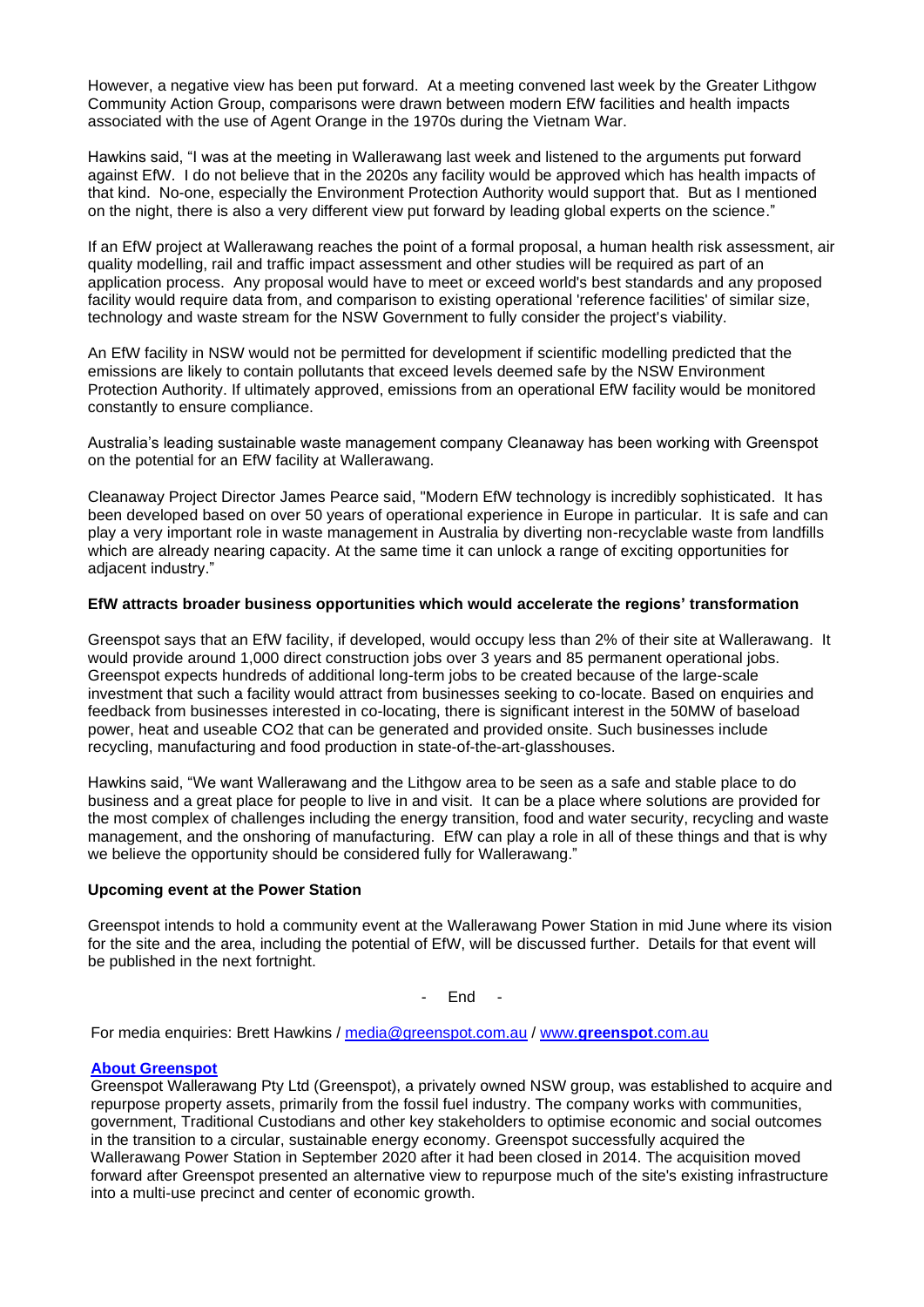However, a negative view has been put forward. At a meeting convened last week by the Greater Lithgow Community Action Group, comparisons were drawn between modern EfW facilities and health impacts associated with the use of Agent Orange in the 1970s during the Vietnam War.

Hawkins said, "I was at the meeting in Wallerawang last week and listened to the arguments put forward against EfW. I do not believe that in the 2020s any facility would be approved which has health impacts of that kind. No-one, especially the Environment Protection Authority would support that. But as I mentioned on the night, there is also a very different view put forward by leading global experts on the science."

If an EfW project at Wallerawang reaches the point of a formal proposal, a human health risk assessment, air quality modelling, rail and traffic impact assessment and other studies will be required as part of an application process. Any proposal would have to meet or exceed world's best standards and any proposed facility would require data from, and comparison to existing operational 'reference facilities' of similar size, technology and waste stream for the NSW Government to fully consider the project's viability.

An EfW facility in NSW would not be permitted for development if scientific modelling predicted that the emissions are likely to contain pollutants that exceed levels deemed safe by the NSW Environment Protection Authority. If ultimately approved, emissions from an operational EfW facility would be monitored constantly to ensure compliance.

Australia's leading sustainable waste management company Cleanaway has been working with Greenspot on the potential for an EfW facility at Wallerawang.

Cleanaway Project Director James Pearce said, "Modern EfW technology is incredibly sophisticated. It has been developed based on over 50 years of operational experience in Europe in particular. It is safe and can play a very important role in waste management in Australia by diverting non-recyclable waste from landfills which are already nearing capacity. At the same time it can unlock a range of exciting opportunities for adjacent industry."

**EfW attracts broader business opportunities which would accelerate the regions' transformation**

Greenspot says that an EfW facility, if developed, would occupy less than 2% of their site at Wallerawang. It would provide around 1,000 direct construction jobs over 3 years and 85 permanent operational jobs. Greenspot expects hundreds of additional long-term jobs to be created because of the large-scale investment that such a facility would attract from businesses seeking to co-locate. Based on enquiries and feedback from businesses interested in co-locating, there is significant interest in the 50MW of baseload power, heat and useable $CO_2$ that can be generated and provided onsite. Such businesses include recycling, manufacturing and food production in state-of-the-art-glasshouses.

Hawkins said, "We want Wallerawang and the Lithgow area to be seen as a safe and stable place to do business and a great place for people to live in and visit. It can be a place where solutions are provided for the most complex of challenges including the energy transition, food and water security, recycling and waste management, and the onshoring of manufacturing. EfW can play a role in all of these things and that is why we believe the opportunity should be considered fully for Wallerawang."

**Upcoming event at the Power Station**

Greenspot intends to hold a community event at the Wallerawang Power Station in mid June where its vision for the site and the area, including the potential of EfW, will be discussed further. Details for that event will be published in the next fortnight.

\- End -

For media enquiries: Brett Hawkins / media@greenspot.com.au / www.**greenspot**.com.au

**About Greenspot**

Greenspot Wallerawang Pty Ltd (Greenspot), a privately owned NSW group, was established to acquire and repurpose property assets, primarily from the fossil fuel industry. The company works with communities, government, Traditional Custodians and other key stakeholders to optimise economic and social outcomes in the transition to a circular, sustainable energy economy. Greenspot successfully acquired the Wallerawang Power Station in September 2020 after it had been closed in 2014. The acquisition moved forward after Greenspot presented an alternative view to repurpose much of the site's existing infrastructure into a multi-use precinct and center of economic growth.